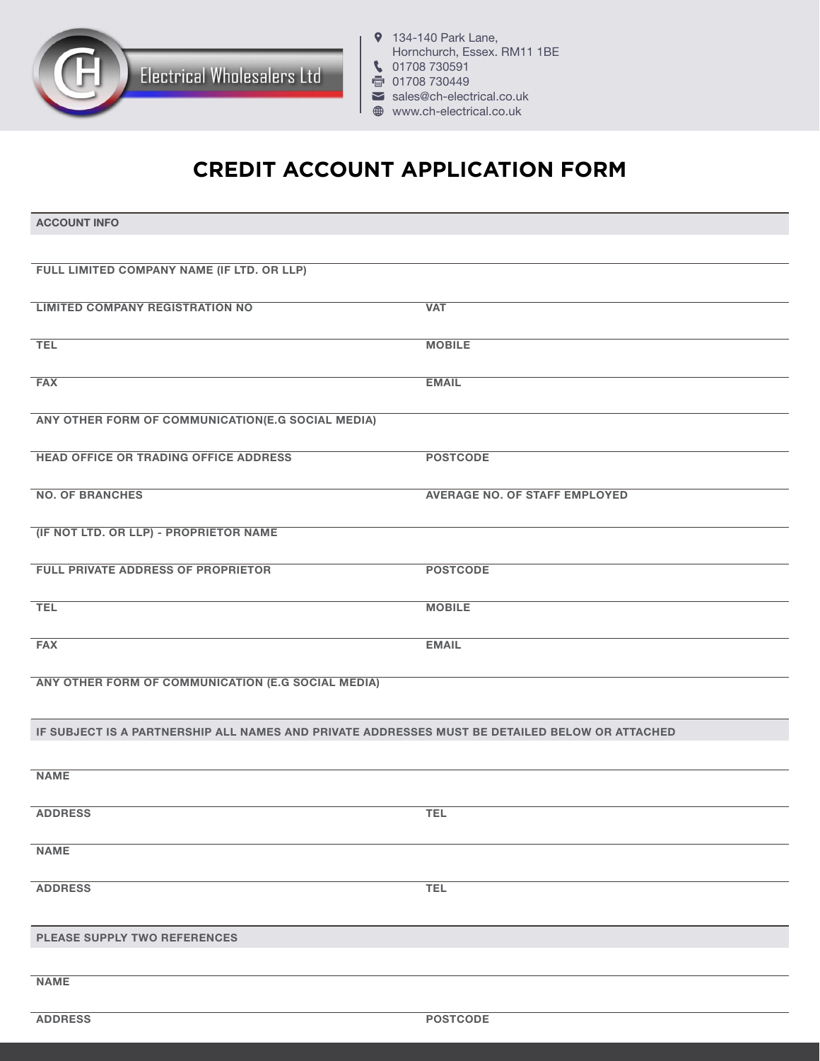CH Electrical Wholesalers Ltd

134-140 Park Lane,
Hornchurch, Essex. RM11 1BE
01708 730591
01708 730449
sales@ch-electrical.co.uk
www.ch-electrical.co.uk

# CREDIT ACCOUNT APPLICATION FORM

## ACCOUNT INFO

| | |
|---|---|
| FULL LIMITED COMPANY NAME (IF LTD. OR LLP) | |
| LIMITED COMPANY REGISTRATION NO | VAT |
| TEL | MOBILE |
| FAX | EMAIL |
| ANY OTHER FORM OF COMMUNICATION(E.G SOCIAL MEDIA) | |
| HEAD OFFICE OR TRADING OFFICE ADDRESS | POSTCODE |
| NO. OF BRANCHES | AVERAGE NO. OF STAFF EMPLOYED |
| (IF NOT LTD. OR LLP) - PROPRIETOR NAME | |
| FULL PRIVATE ADDRESS OF PROPRIETOR | POSTCODE |
| TEL | MOBILE |
| FAX | EMAIL |
| ANY OTHER FORM OF COMMUNICATION (E.G SOCIAL MEDIA) | |

## IF SUBJECT IS A PARTNERSHIP ALL NAMES AND PRIVATE ADDRESSES MUST BE DETAILED BELOW OR ATTACHED

| | |
|---|---|
| NAME | |
| ADDRESS | TEL |
| NAME | |
| ADDRESS | TEL |

## PLEASE SUPPLY TWO REFERENCES

| | |
|---|---|
| NAME | |
| ADDRESS | POSTCODE |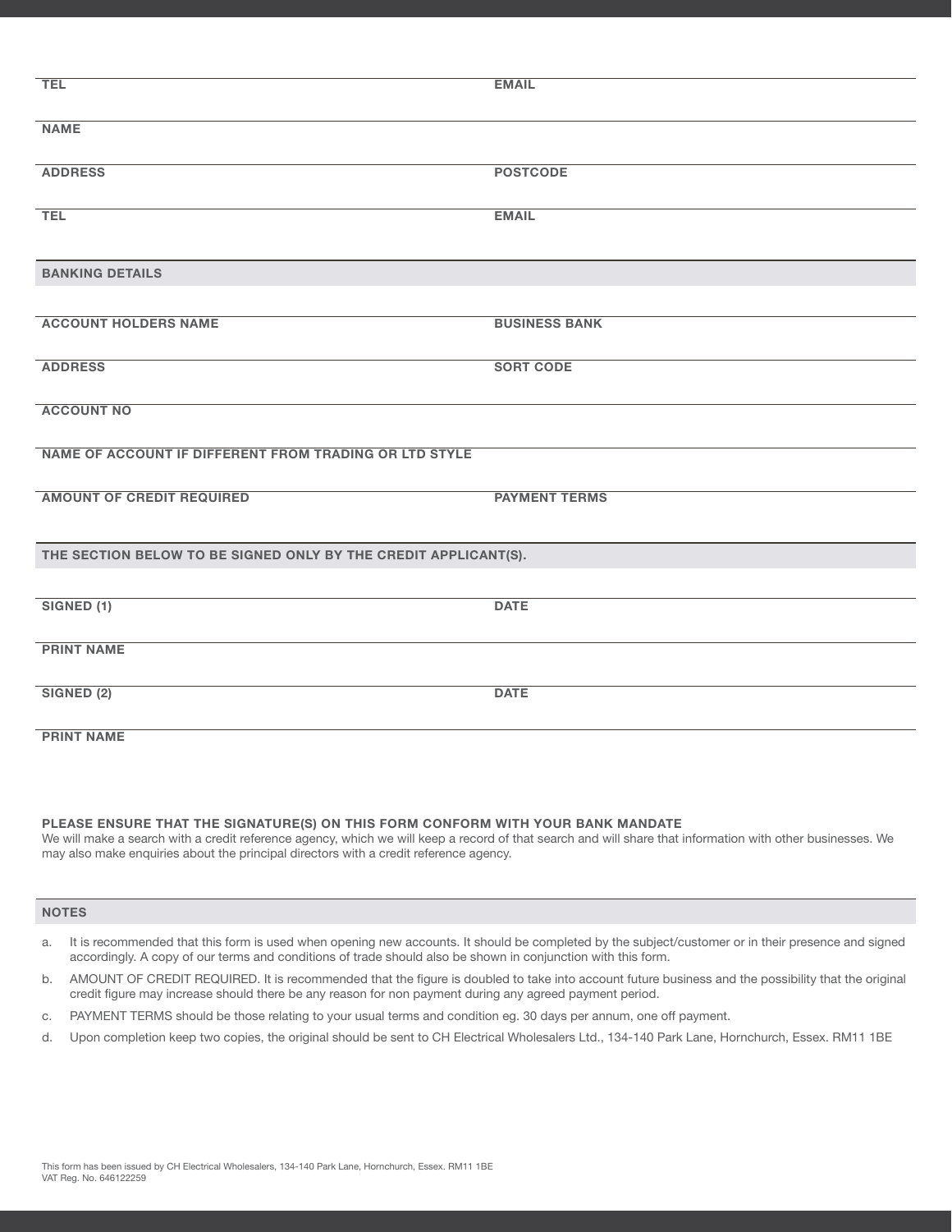TEL | EMAIL

NAME

ADDRESS | POSTCODE

TEL | EMAIL

## BANKING DETAILS

ACCOUNT HOLDERS NAME | BUSINESS BANK

ADDRESS | SORT CODE

ACCOUNT NO

NAME OF ACCOUNT IF DIFFERENT FROM TRADING OR LTD STYLE

AMOUNT OF CREDIT REQUIRED | PAYMENT TERMS

## THE SECTION BELOW TO BE SIGNED ONLY BY THE CREDIT APPLICANT(S).

SIGNED (1) | DATE

PRINT NAME

SIGNED (2) | DATE

PRINT NAME

**PLEASE ENSURE THAT THE SIGNATURE(S) ON THIS FORM CONFORM WITH YOUR BANK MANDATE**

We will make a search with a credit reference agency, which we will keep a record of that search and will share that information with other businesses. We may also make enquiries about the principal directors with a credit reference agency.

## NOTES

a. It is recommended that this form is used when opening new accounts. It should be completed by the subject/customer or in their presence and signed accordingly. A copy of our terms and conditions of trade should also be shown in conjunction with this form.

b. AMOUNT OF CREDIT REQUIRED. It is recommended that the figure is doubled to take into account future business and the possibility that the original credit figure may increase should there be any reason for non payment during any agreed payment period.

c. PAYMENT TERMS should be those relating to your usual terms and condition eg. 30 days per annum, one off payment.

d. Upon completion keep two copies, the original should be sent to CH Electrical Wholesalers Ltd., 134-140 Park Lane, Hornchurch, Essex. RM11 1BE

This form has been issued by CH Electrical Wholesalers, 134-140 Park Lane, Hornchurch, Essex. RM11 1BE
VAT Reg. No. 646122259